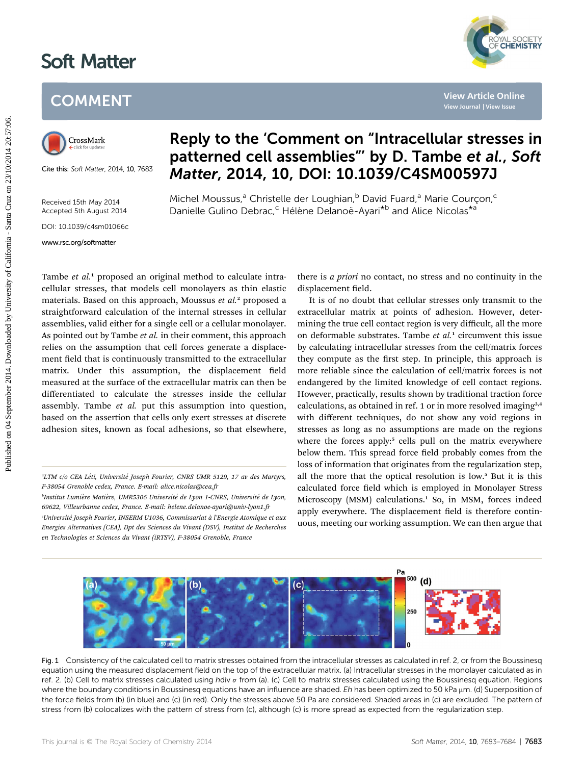# Soft Matter

## COMMENT

Cite this: *Soft Matter*, 2014, **10**, 7683

Received 15th May 2014
Accepted 5th August 2014

DOI: 10.1039/c4sm01066c

www.rsc.org/softmatter

# Reply to the 'Comment on "Intracellular stresses in patterned cell assemblies"' by D. Tambe *et al.*, *Soft Matter*, 2014, 10, DOI: 10.1039/C4SM00597J

Michel Moussus,[a] Christelle der Loughian,[b] David Fuard,[a] Marie Courçon,[c] Danielle Gulino Debrac,[c] Hélène Delanoë-Ayari*[b] and Alice Nicolas*[a]

Tambe *et al.*[1] proposed an original method to calculate intracellular stresses, that models cell monolayers as thin elastic materials. Based on this approach, Moussus *et al.*[2] proposed a straightforward calculation of the internal stresses in cellular assemblies, valid either for a single cell or a cellular monolayer. As pointed out by Tambe *et al.* in their comment, this approach relies on the assumption that cell forces generate a displacement field that is continuously transmitted to the extracellular matrix. Under this assumption, the displacement field measured at the surface of the extracellular matrix can then be differentiated to calculate the stresses inside the cellular assembly. Tambe *et al.* put this assumption into question, based on the assertion that cells only exert stresses at discrete adhesion sites, known as focal adhesions, so that elsewhere, there is *a priori* no contact, no stress and no continuity in the displacement field.

It is of no doubt that cellular stresses only transmit to the extracellular matrix at points of adhesion. However, determining the true cell contact region is very difficult, all the more on deformable substrates. Tambe *et al.*[1] circumvent this issue by calculating intracellular stresses from the cell/matrix forces they compute as the first step. In principle, this approach is more reliable since the calculation of cell/matrix forces is not endangered by the limited knowledge of cell contact regions. However, practically, results shown by traditional traction force calculations, as obtained in ref. 1 or in more resolved imaging[3,4] with different techniques, do not show any void regions in stresses as long as no assumptions are made on the regions where the forces apply:[5] cells pull on the matrix everywhere below them. This spread force field probably comes from the loss of information that originates from the regularization step, all the more that the optical resolution is low.[5] But it is this calculated force field which is employed in Monolayer Stress Microscopy (MSM) calculations.[1] So, in MSM, forces indeed apply everywhere. The displacement field is therefore continuous, meeting our working assumption. We can then argue that

[a]LTM c/o CEA Léti, Université Joseph Fourier, CNRS UMR 5129, 17 av des Martyrs, F-38054 Grenoble cedex, France. E-mail: alice.nicolas@cea.fr

[b]Institut Lumière Matière, UMR5306 Université de Lyon 1-CNRS, Université de Lyon, 69622, Villeurbanne cedex, France. E-mail: helene.delanoe-ayari@univ-lyon1.fr

[c]Université Joseph Fourier, INSERM U1036, Commissariat à l'Energie Atomique et aux Energies Alternatives (CEA), Dpt des Sciences du Vivant (DSV), Institut de Recherches en Technologies et Sciences du Vivant (iRTSV), F-38054 Grenoble, France

Fig. 1 Consistency of the calculated cell to matrix stresses obtained from the intracellular stresses as calculated in ref. 2, or from the Boussinesq equation using the measured displacement field on the top of the extracellular matrix. (a) Intracellular stresses in the monolayer calculated as in ref. 2. (b) Cell to matrix stresses calculated using $h\mathrm{div}\,\sigma$ from (a). (c) Cell to matrix stresses calculated using the Boussinesq equation. Regions where the boundary conditions in Boussinesq equations have an influence are shaded. *Eh* has been optimized to 50 kPa µm. (d) Superposition of the force fields from (b) (in blue) and (c) (in red). Only the stresses above 50 Pa are considered. Shaded areas in (c) are excluded. The pattern of stress from (b) colocalizes with the pattern of stress from (c), although (c) is more spread as expected from the regularization step.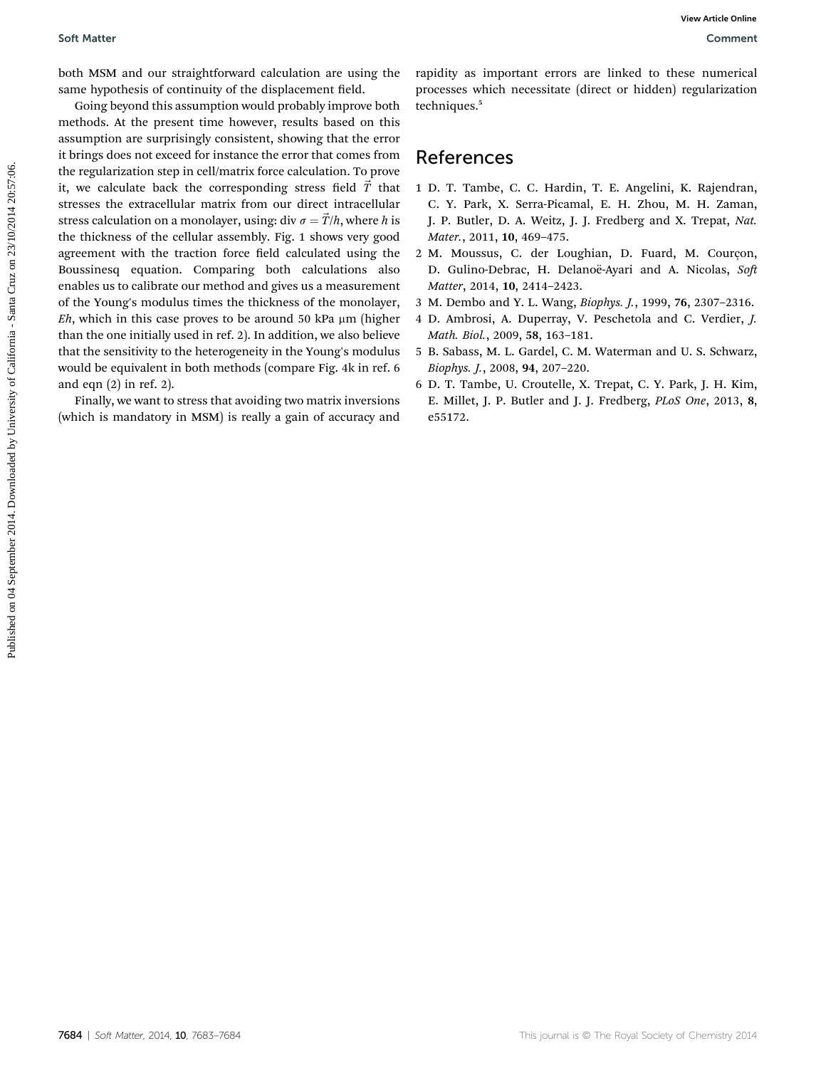both MSM and our straightforward calculation are using the same hypothesis of continuity of the displacement field.

Going beyond this assumption would probably improve both methods. At the present time however, results based on this assumption are surprisingly consistent, showing that the error it brings does not exceed for instance the error that comes from the regularization step in cell/matrix force calculation. To prove it, we calculate back the corresponding stress field $\vec{T}$ that stresses the extracellular matrix from our direct intracellular stress calculation on a monolayer, using: div $\sigma = \vec{T}/h$, where $h$ is the thickness of the cellular assembly. Fig. 1 shows very good agreement with the traction force field calculated using the Boussinesq equation. Comparing both calculations also enables us to calibrate our method and gives us a measurement of the Young's modulus times the thickness of the monolayer, $Eh$, which in this case proves to be around 50 kPa μm (higher than the one initially used in ref. 2). In addition, we also believe that the sensitivity to the heterogeneity in the Young's modulus would be equivalent in both methods (compare Fig. 4k in ref. 6 and eqn (2) in ref. 2).

Finally, we want to stress that avoiding two matrix inversions (which is mandatory in MSM) is really a gain of accuracy and rapidity as important errors are linked to these numerical processes which necessitate (direct or hidden) regularization techniques.[5]

## References

1 D. T. Tambe, C. C. Hardin, T. E. Angelini, K. Rajendran, C. Y. Park, X. Serra-Picamal, E. H. Zhou, M. H. Zaman, J. P. Butler, D. A. Weitz, J. J. Fredberg and X. Trepat, *Nat. Mater.*, 2011, **10**, 469–475.

2 M. Moussus, C. der Loughian, D. Fuard, M. Courçon, D. Gulino-Debrac, H. Delanoë-Ayari and A. Nicolas, *Soft Matter*, 2014, **10**, 2414–2423.

3 M. Dembo and Y. L. Wang, *Biophys. J.*, 1999, **76**, 2307–2316.

4 D. Ambrosi, A. Duperray, V. Peschetola and C. Verdier, *J. Math. Biol.*, 2009, **58**, 163–181.

5 B. Sabass, M. L. Gardel, C. M. Waterman and U. S. Schwarz, *Biophys. J.*, 2008, **94**, 207–220.

6 D. T. Tambe, U. Croutelle, X. Trepat, C. Y. Park, J. H. Kim, E. Millet, J. P. Butler and J. J. Fredberg, *PLoS One*, 2013, **8**, e55172.